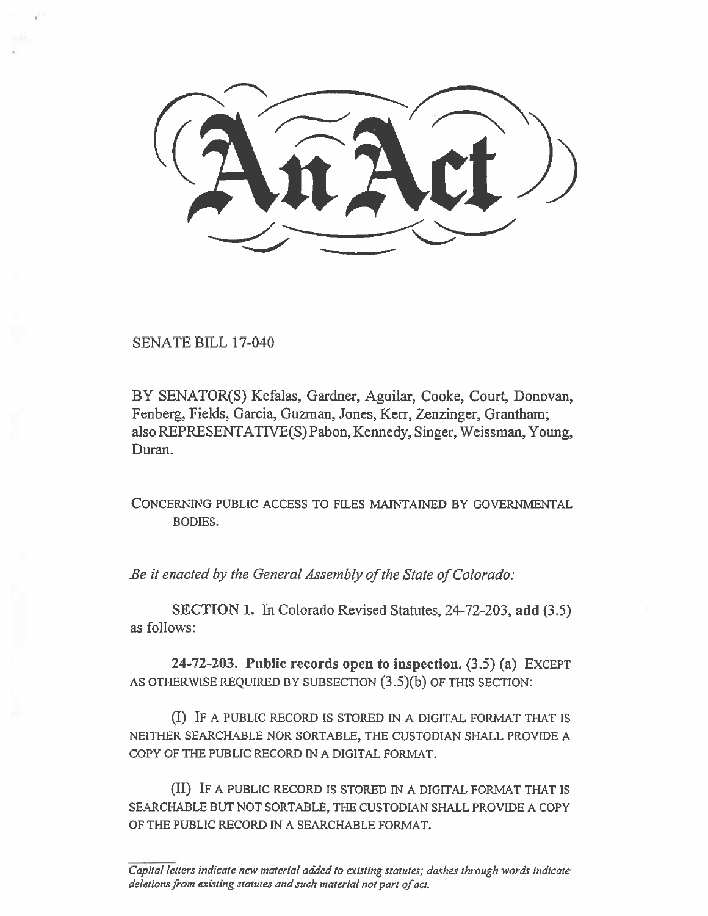# An Act

SENATE BILL 17-040

BY SENATOR(S) Kefalas, Gardner, Aguilar, Cooke, Court, Donovan, Fenberg, Fields, Garcia, Guzman, Jones, Kerr, Zenzinger, Grantham; also REPRESENTATIVE(S) Pabon, Kennedy, Singer, Weissman, Young, Duran.

CONCERNING PUBLIC ACCESS TO FILES MAINTAINED BY GOVERNMENTAL BODIES.

*Be it enacted by the General Assembly of the State of Colorado:*

**SECTION 1.** In Colorado Revised Statutes, 24-72-203, **add** (3.5) as follows:

**24-72-203. Public records open to inspection.** (3.5) (a) EXCEPT AS OTHERWISE REQUIRED BY SUBSECTION (3.5)(b) OF THIS SECTION:

(I) IF A PUBLIC RECORD IS STORED IN A DIGITAL FORMAT THAT IS NEITHER SEARCHABLE NOR SORTABLE, THE CUSTODIAN SHALL PROVIDE A COPY OF THE PUBLIC RECORD IN A DIGITAL FORMAT.

(II) IF A PUBLIC RECORD IS STORED IN A DIGITAL FORMAT THAT IS SEARCHABLE BUT NOT SORTABLE, THE CUSTODIAN SHALL PROVIDE A COPY OF THE PUBLIC RECORD IN A SEARCHABLE FORMAT.

*Capital letters indicate new material added to existing statutes; dashes through words indicate deletions from existing statutes and such material not part of act.*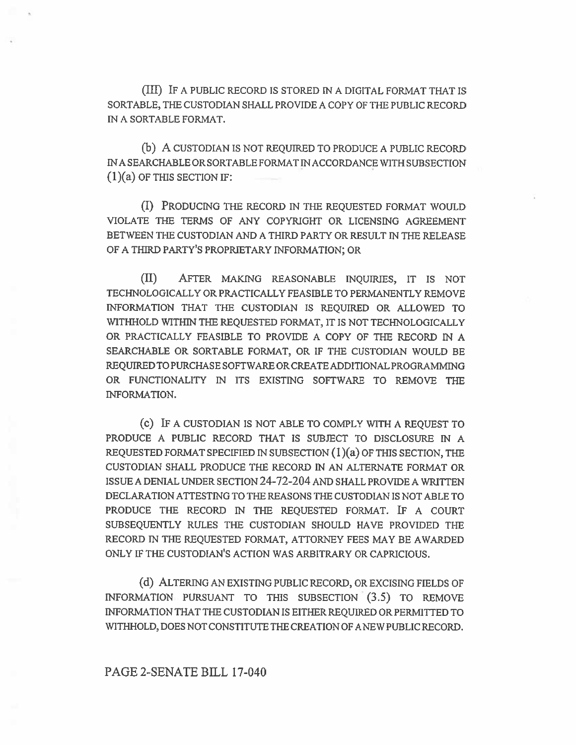(III) IF A PUBLIC RECORD IS STORED IN A DIGITAL FORMAT THAT IS SORTABLE, THE CUSTODIAN SHALL PROVIDE A COPY OF THE PUBLIC RECORD IN A SORTABLE FORMAT.

(b) A CUSTODIAN IS NOT REQUIRED TO PRODUCE A PUBLIC RECORD IN A SEARCHABLE OR SORTABLE FORMAT IN ACCORDANCE WITH SUBSECTION (1)(a) OF THIS SECTION IF:

(I) PRODUCING THE RECORD IN THE REQUESTED FORMAT WOULD VIOLATE THE TERMS OF ANY COPYRIGHT OR LICENSING AGREEMENT BETWEEN THE CUSTODIAN AND A THIRD PARTY OR RESULT IN THE RELEASE OF A THIRD PARTY'S PROPRIETARY INFORMATION; OR

(II) AFTER MAKING REASONABLE INQUIRIES, IT IS NOT TECHNOLOGICALLY OR PRACTICALLY FEASIBLE TO PERMANENTLY REMOVE INFORMATION THAT THE CUSTODIAN IS REQUIRED OR ALLOWED TO WITHHOLD WITHIN THE REQUESTED FORMAT, IT IS NOT TECHNOLOGICALLY OR PRACTICALLY FEASIBLE TO PROVIDE A COPY OF THE RECORD IN A SEARCHABLE OR SORTABLE FORMAT, OR IF THE CUSTODIAN WOULD BE REQUIRED TO PURCHASE SOFTWARE OR CREATE ADDITIONAL PROGRAMMING OR FUNCTIONALITY IN ITS EXISTING SOFTWARE TO REMOVE THE INFORMATION.

(c) IF A CUSTODIAN IS NOT ABLE TO COMPLY WITH A REQUEST TO PRODUCE A PUBLIC RECORD THAT IS SUBJECT TO DISCLOSURE IN A REQUESTED FORMAT SPECIFIED IN SUBSECTION (1)(a) OF THIS SECTION, THE CUSTODIAN SHALL PRODUCE THE RECORD IN AN ALTERNATE FORMAT OR ISSUE A DENIAL UNDER SECTION 24-72-204 AND SHALL PROVIDE A WRITTEN DECLARATION ATTESTING TO THE REASONS THE CUSTODIAN IS NOT ABLE TO PRODUCE THE RECORD IN THE REQUESTED FORMAT. IF A COURT SUBSEQUENTLY RULES THE CUSTODIAN SHOULD HAVE PROVIDED THE RECORD IN THE REQUESTED FORMAT, ATTORNEY FEES MAY BE AWARDED ONLY IF THE CUSTODIAN'S ACTION WAS ARBITRARY OR CAPRICIOUS.

(d) ALTERING AN EXISTING PUBLIC RECORD, OR EXCISING FIELDS OF INFORMATION PURSUANT TO THIS SUBSECTION (3.5) TO REMOVE INFORMATION THAT THE CUSTODIAN IS EITHER REQUIRED OR PERMITTED TO WITHHOLD, DOES NOT CONSTITUTE THE CREATION OF A NEW PUBLIC RECORD.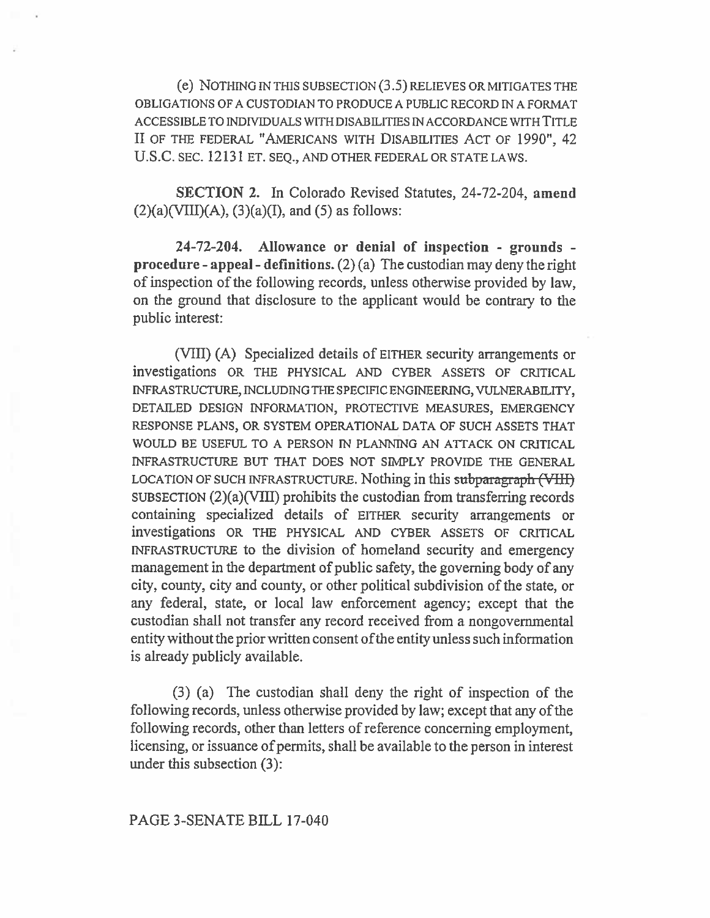(e) NOTHING IN THIS SUBSECTION (3.5) RELIEVES OR MITIGATES THE OBLIGATIONS OF A CUSTODIAN TO PRODUCE A PUBLIC RECORD IN A FORMAT ACCESSIBLE TO INDIVIDUALS WITH DISABILITIES IN ACCORDANCE WITH TITLE II OF THE FEDERAL "AMERICANS WITH DISABILITIES ACT OF 1990", 42 U.S.C. SEC. 12131 ET. SEQ., AND OTHER FEDERAL OR STATE LAWS.

**SECTION 2.** In Colorado Revised Statutes, 24-72-204, **amend** (2)(a)(VIII)(A), (3)(a)(I), and (5) as follows:

**24-72-204. Allowance or denial of inspection - grounds - procedure - appeal - definitions.** (2) (a) The custodian may deny the right of inspection of the following records, unless otherwise provided by law, on the ground that disclosure to the applicant would be contrary to the public interest:

(VIII) (A) Specialized details of EITHER security arrangements or investigations OR THE PHYSICAL AND CYBER ASSETS OF CRITICAL INFRASTRUCTURE, INCLUDING THE SPECIFIC ENGINEERING, VULNERABILITY, DETAILED DESIGN INFORMATION, PROTECTIVE MEASURES, EMERGENCY RESPONSE PLANS, OR SYSTEM OPERATIONAL DATA OF SUCH ASSETS THAT WOULD BE USEFUL TO A PERSON IN PLANNING AN ATTACK ON CRITICAL INFRASTRUCTURE BUT THAT DOES NOT SIMPLY PROVIDE THE GENERAL LOCATION OF SUCH INFRASTRUCTURE. Nothing in this ~~subparagraph (VIII)~~ SUBSECTION (2)(a)(VIII) prohibits the custodian from transferring records containing specialized details of EITHER security arrangements or investigations OR THE PHYSICAL AND CYBER ASSETS OF CRITICAL INFRASTRUCTURE to the division of homeland security and emergency management in the department of public safety, the governing body of any city, county, city and county, or other political subdivision of the state, or any federal, state, or local law enforcement agency; except that the custodian shall not transfer any record received from a nongovernmental entity without the prior written consent of the entity unless such information is already publicly available.

(3) (a) The custodian shall deny the right of inspection of the following records, unless otherwise provided by law; except that any of the following records, other than letters of reference concerning employment, licensing, or issuance of permits, shall be available to the person in interest under this subsection (3):

PAGE 3-SENATE BILL 17-040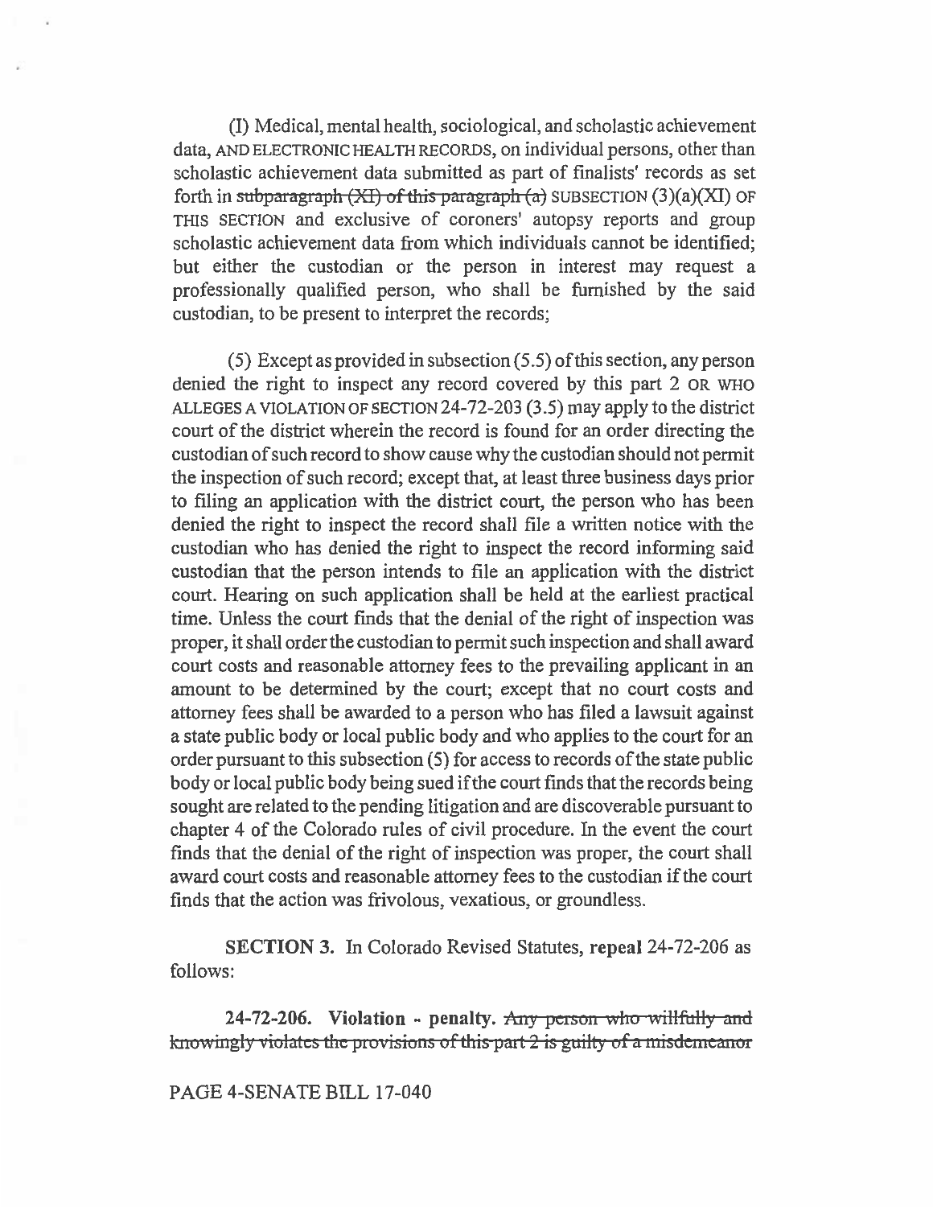(I) Medical, mental health, sociological, and scholastic achievement data, AND ELECTRONIC HEALTH RECORDS, on individual persons, other than scholastic achievement data submitted as part of finalists' records as set forth in ~~subparagraph (XI) of this paragraph (a)~~ SUBSECTION (3)(a)(XI) OF THIS SECTION and exclusive of coroners' autopsy reports and group scholastic achievement data from which individuals cannot be identified; but either the custodian or the person in interest may request a professionally qualified person, who shall be furnished by the said custodian, to be present to interpret the records;

(5) Except as provided in subsection (5.5) of this section, any person denied the right to inspect any record covered by this part 2 OR WHO ALLEGES A VIOLATION OF SECTION 24-72-203 (3.5) may apply to the district court of the district wherein the record is found for an order directing the custodian of such record to show cause why the custodian should not permit the inspection of such record; except that, at least three business days prior to filing an application with the district court, the person who has been denied the right to inspect the record shall file a written notice with the custodian who has denied the right to inspect the record informing said custodian that the person intends to file an application with the district court. Hearing on such application shall be held at the earliest practical time. Unless the court finds that the denial of the right of inspection was proper, it shall order the custodian to permit such inspection and shall award court costs and reasonable attorney fees to the prevailing applicant in an amount to be determined by the court; except that no court costs and attorney fees shall be awarded to a person who has filed a lawsuit against a state public body or local public body and who applies to the court for an order pursuant to this subsection (5) for access to records of the state public body or local public body being sued if the court finds that the records being sought are related to the pending litigation and are discoverable pursuant to chapter 4 of the Colorado rules of civil procedure. In the event the court finds that the denial of the right of inspection was proper, the court shall award court costs and reasonable attorney fees to the custodian if the court finds that the action was frivolous, vexatious, or groundless.

**SECTION 3.** In Colorado Revised Statutes, **repeal** 24-72-206 as follows:

**24-72-206. Violation - penalty.** ~~Any person who willfully and knowingly violates the provisions of this part 2 is guilty of a misdemeanor~~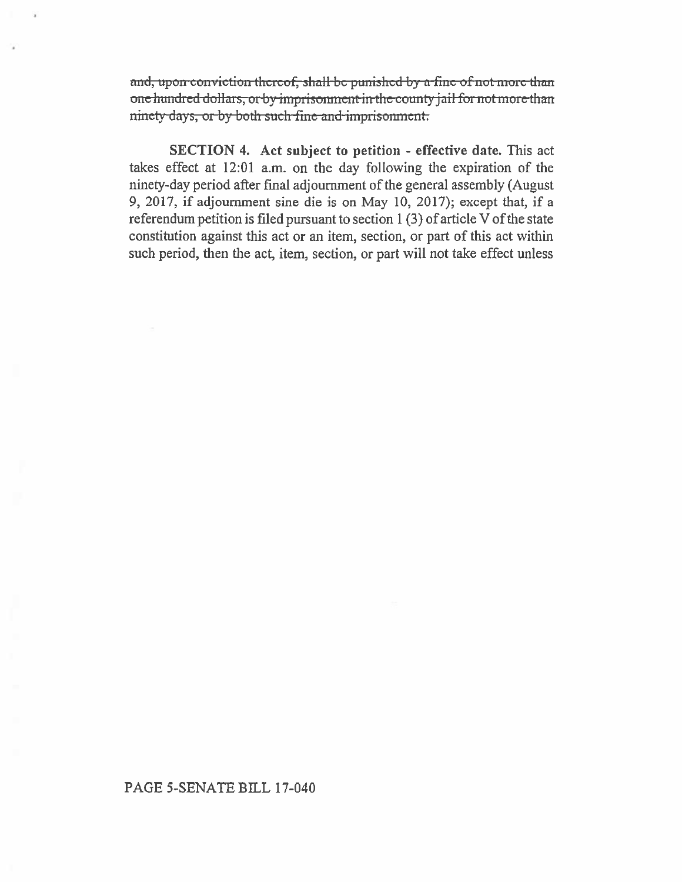~~and, upon conviction thereof, shall be punished by a fine of not more than one hundred dollars, or by imprisonment in the county jail for not more than ninety days, or by both such fine and imprisonment.~~

**SECTION 4. Act subject to petition - effective date.** This act takes effect at 12:01 a.m. on the day following the expiration of the ninety-day period after final adjournment of the general assembly (August 9, 2017, if adjournment sine die is on May 10, 2017); except that, if a referendum petition is filed pursuant to section 1 (3) of article V of the state constitution against this act or an item, section, or part of this act within such period, then the act, item, section, or part will not take effect unless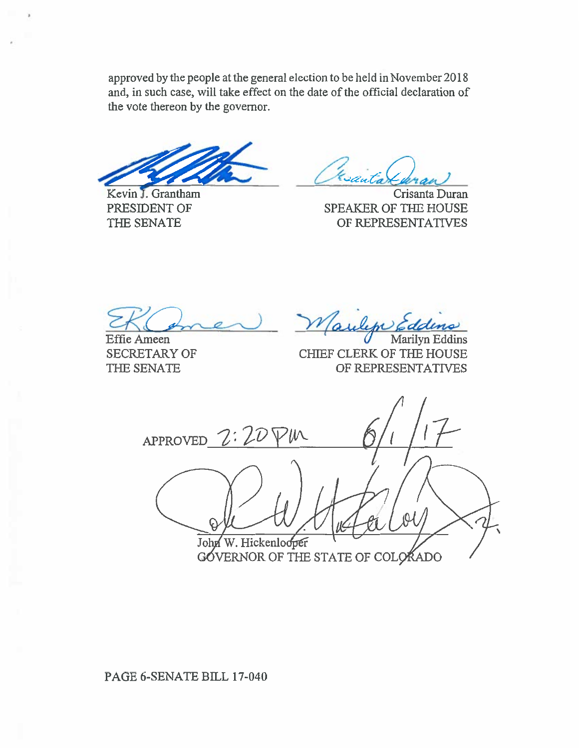approved by the people at the general election to be held in November 2018 and, in such case, will take effect on the date of the official declaration of the vote thereon by the governor.

Kevin J. Grantham
PRESIDENT OF
THE SENATE

Crisanta Duran
SPEAKER OF THE HOUSE
OF REPRESENTATIVES

Effie Ameen
SECRETARY OF
THE SENATE

Marilyn Eddins
CHIEF CLERK OF THE HOUSE
OF REPRESENTATIVES

APPROVED 2:20 PM 6/1/17

John W. Hickenlooper
GOVERNOR OF THE STATE OF COLORADO

PAGE 6-SENATE BILL 17-040